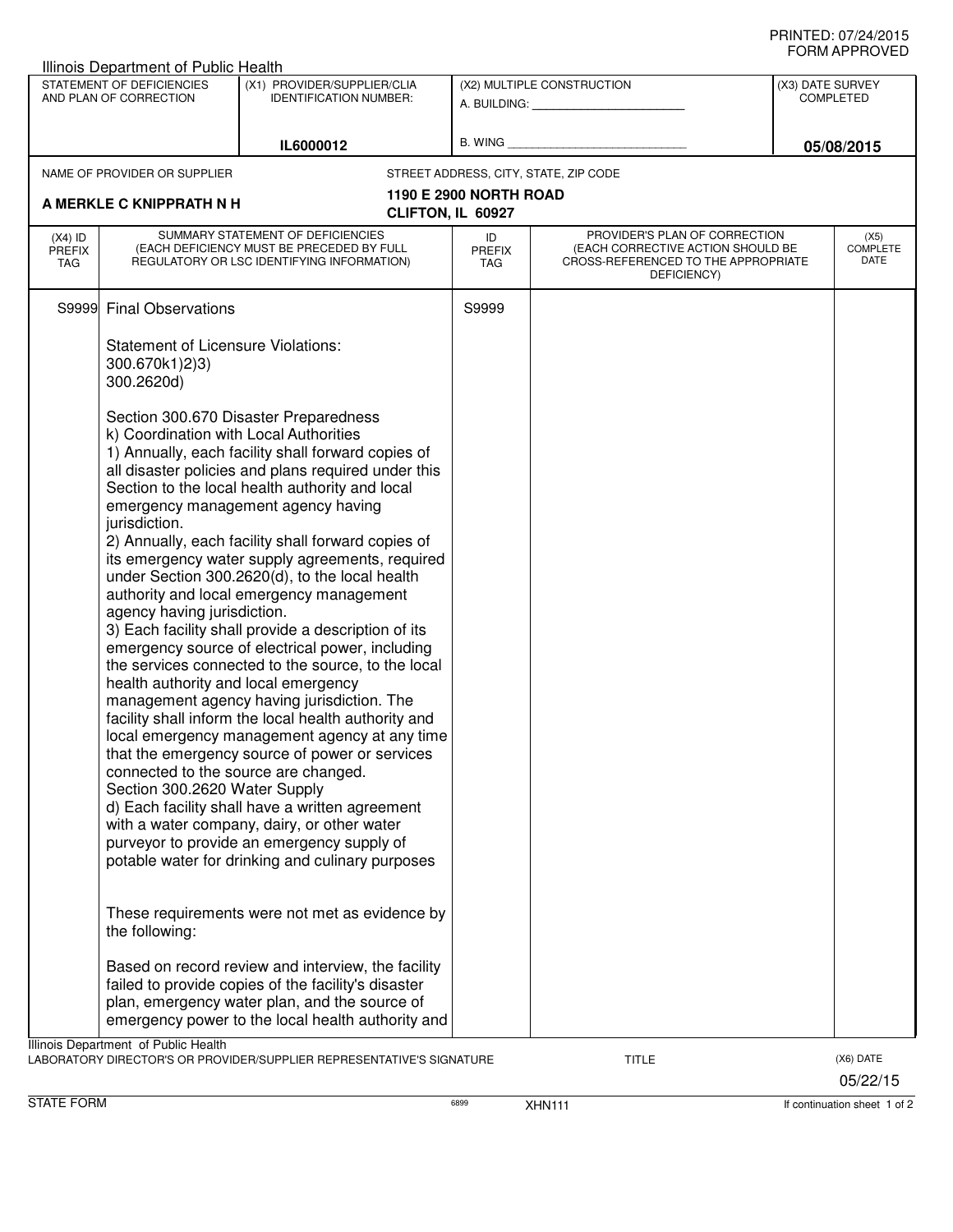PRINTED: 07/24/2015
FORM APPROVED

Illinois Department of Public Health

| STATEMENT OF DEFICIENCIES AND PLAN OF CORRECTION | (X1) PROVIDER/SUPPLIER/CLIA IDENTIFICATION NUMBER: | (X2) MULTIPLE CONSTRUCTION | (X3) DATE SURVEY COMPLETED |
|---|---|---|---|
| | IL6000012 | A. BUILDING: ______ B. WING ______ | 05/08/2015 |

NAME OF PROVIDER OR SUPPLIER: **A MERKLE C KNIPPRATH N H**

STREET ADDRESS, CITY, STATE, ZIP CODE: **1190 E 2900 NORTH ROAD, CLIFTON, IL 60927**

| (X4) ID PREFIX TAG | SUMMARY STATEMENT OF DEFICIENCIES (EACH DEFICIENCY MUST BE PRECEDED BY FULL REGULATORY OR LSC IDENTIFYING INFORMATION) | ID PREFIX TAG | PROVIDER'S PLAN OF CORRECTION (EACH CORRECTIVE ACTION SHOULD BE CROSS-REFERENCED TO THE APPROPRIATE DEFICIENCY) | (X5) COMPLETE DATE |
|---|---|---|---|---|
| S9999 | Final Observations | S9999 | | |

Statement of Licensure Violations:
300.670k1)2)3)
300.2620d)

Section 300.670 Disaster Preparedness
k) Coordination with Local Authorities
1) Annually, each facility shall forward copies of all disaster policies and plans required under this Section to the local health authority and local emergency management agency having jurisdiction.
2) Annually, each facility shall forward copies of its emergency water supply agreements, required under Section 300.2620(d), to the local health authority and local emergency management agency having jurisdiction.
3) Each facility shall provide a description of its emergency source of electrical power, including the services connected to the source, to the local health authority and local emergency management agency having jurisdiction. The facility shall inform the local health authority and local emergency management agency at any time that the emergency source of power or services connected to the source are changed.
Section 300.2620 Water Supply
d) Each facility shall have a written agreement with a water company, dairy, or other water purveyor to provide an emergency supply of potable water for drinking and culinary purposes

These requirements were not met as evidence by the following:

Based on record review and interview, the facility failed to provide copies of the facility's disaster plan, emergency water plan, and the source of emergency power to the local health authority and

Illinois Department of Public Health
LABORATORY DIRECTOR'S OR PROVIDER/SUPPLIER REPRESENTATIVE'S SIGNATURE | TITLE | (X6) DATE 05/22/15

STATE FORM 6899 XHN111 If continuation sheet 1 of 2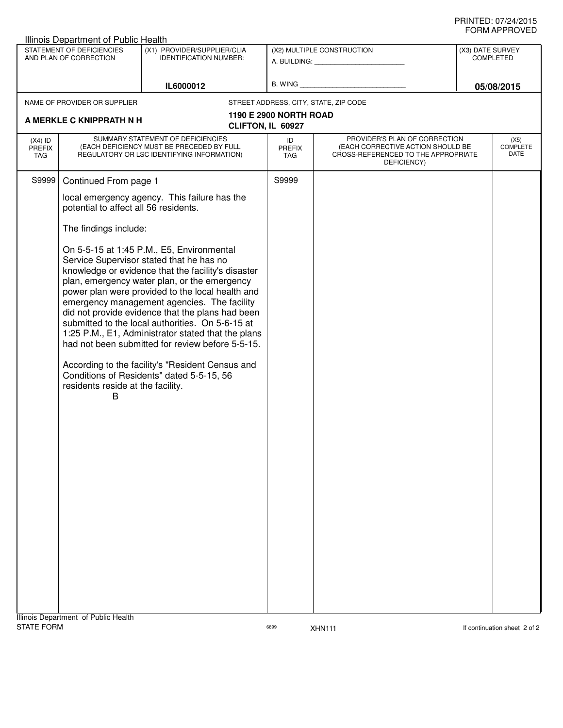PRINTED: 07/24/2015
FORM APPROVED

Illinois Department of Public Health

| STATEMENT OF DEFICIENCIES AND PLAN OF CORRECTION | (X1) PROVIDER/SUPPLIER/CLIA IDENTIFICATION NUMBER: | (X2) MULTIPLE CONSTRUCTION | (X3) DATE SURVEY COMPLETED |
|---|---|---|---|
| | IL6000012 | A. BUILDING: ______ B. WING ______ | 05/08/2015 |

| NAME OF PROVIDER OR SUPPLIER | STREET ADDRESS, CITY, STATE, ZIP CODE |
|---|---|
| A MERKLE C KNIPPRATH N H | 1190 E 2900 NORTH ROAD CLIFTON, IL 60927 |

| (X4) ID PREFIX TAG | SUMMARY STATEMENT OF DEFICIENCIES (EACH DEFICIENCY MUST BE PRECEDED BY FULL REGULATORY OR LSC IDENTIFYING INFORMATION) | ID PREFIX TAG | PROVIDER'S PLAN OF CORRECTION (EACH CORRECTIVE ACTION SHOULD BE CROSS-REFERENCED TO THE APPROPRIATE DEFICIENCY) | (X5) COMPLETE DATE |
|---|---|---|---|---|
| S9999 | Continued From page 1<br><br>local emergency agency. This failure has the potential to affect all 56 residents.<br><br>The findings include:<br><br>On 5-5-15 at 1:45 P.M., E5, Environmental Service Supervisor stated that he has no knowledge or evidence that the facility's disaster plan, emergency water plan, or the emergency power plan were provided to the local health and emergency management agencies. The facility did not provide evidence that the plans had been submitted to the local authorities. On 5-6-15 at 1:25 P.M., E1, Administrator stated that the plans had not been submitted for review before 5-5-15.<br><br>According to the facility's "Resident Census and Conditions of Residents" dated 5-5-15, 56 residents reside at the facility.<br><br>B | S9999 | | |

Illinois Department of Public Health
STATE FORM 6899 XHN111 If continuation sheet 2 of 2